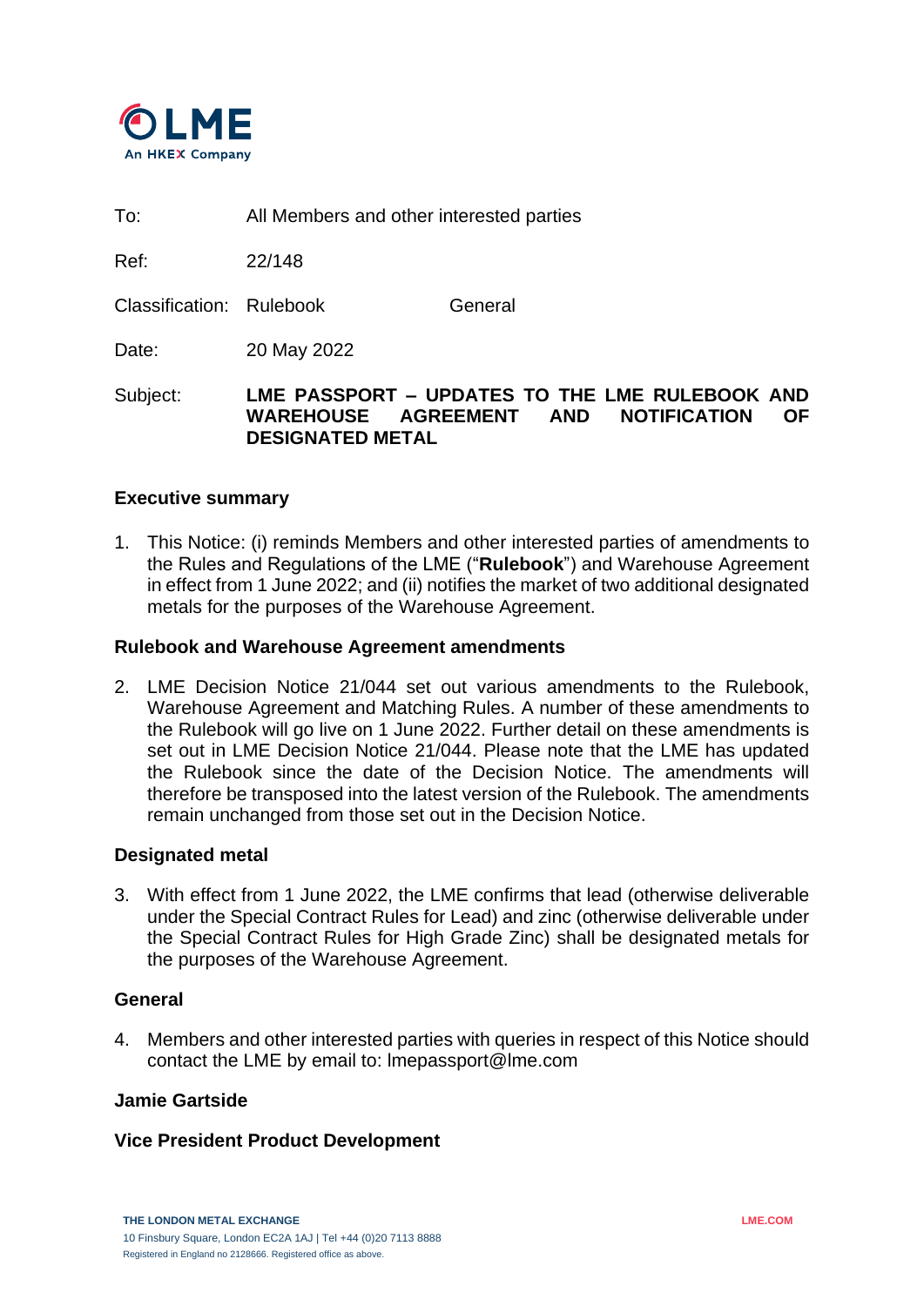To: All Members and other interested parties

Ref: 22/148

Classification: Rulebook General

Date: 20 May 2022

Subject: **LME PASSPORT – UPDATES TO THE LME RULEBOOK AND WAREHOUSE AGREEMENT AND NOTIFICATION OF DESIGNATED METAL**

## Executive summary

1. This Notice: (i) reminds Members and other interested parties of amendments to the Rules and Regulations of the LME ("**Rulebook**") and Warehouse Agreement in effect from 1 June 2022; and (ii) notifies the market of two additional designated metals for the purposes of the Warehouse Agreement.

## Rulebook and Warehouse Agreement amendments

2. LME Decision Notice 21/044 set out various amendments to the Rulebook, Warehouse Agreement and Matching Rules. A number of these amendments to the Rulebook will go live on 1 June 2022. Further detail on these amendments is set out in LME Decision Notice 21/044. Please note that the LME has updated the Rulebook since the date of the Decision Notice. The amendments will therefore be transposed into the latest version of the Rulebook. The amendments remain unchanged from those set out in the Decision Notice.

## Designated metal

3. With effect from 1 June 2022, the LME confirms that lead (otherwise deliverable under the Special Contract Rules for Lead) and zinc (otherwise deliverable under the Special Contract Rules for High Grade Zinc) shall be designated metals for the purposes of the Warehouse Agreement.

## General

4. Members and other interested parties with queries in respect of this Notice should contact the LME by email to: lmepassport@lme.com

**Jamie Gartside**

**Vice President Product Development**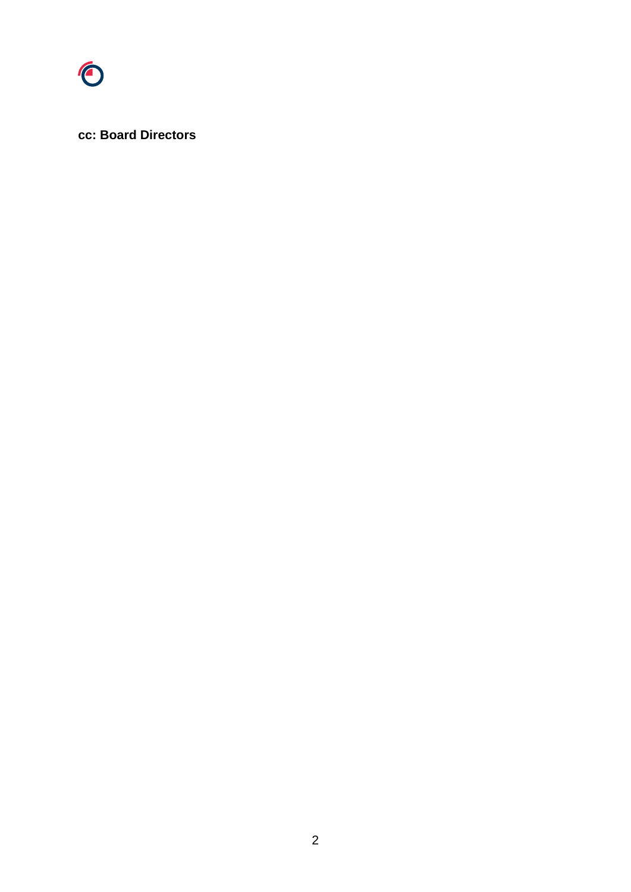**cc: Board Directors**